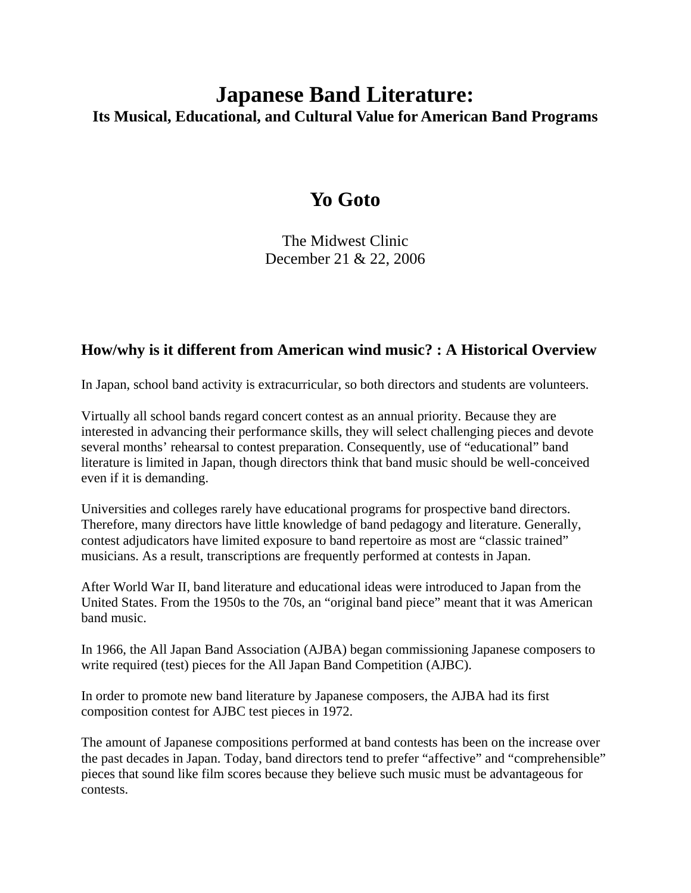# Japanese Band Literature:

## Its Musical, Educational, and Cultural Value for American Band Programs

## Yo Goto

The Midwest Clinic
December 21 & 22, 2006

### How/why is it different from American wind music? : A Historical Overview

In Japan, school band activity is extracurricular, so both directors and students are volunteers.

Virtually all school bands regard concert contest as an annual priority. Because they are interested in advancing their performance skills, they will select challenging pieces and devote several months' rehearsal to contest preparation. Consequently, use of "educational" band literature is limited in Japan, though directors think that band music should be well-conceived even if it is demanding.

Universities and colleges rarely have educational programs for prospective band directors. Therefore, many directors have little knowledge of band pedagogy and literature. Generally, contest adjudicators have limited exposure to band repertoire as most are "classic trained" musicians. As a result, transcriptions are frequently performed at contests in Japan.

After World War II, band literature and educational ideas were introduced to Japan from the United States. From the 1950s to the 70s, an "original band piece" meant that it was American band music.

In 1966, the All Japan Band Association (AJBA) began commissioning Japanese composers to write required (test) pieces for the All Japan Band Competition (AJBC).

In order to promote new band literature by Japanese composers, the AJBA had its first composition contest for AJBC test pieces in 1972.

The amount of Japanese compositions performed at band contests has been on the increase over the past decades in Japan. Today, band directors tend to prefer "affective" and "comprehensible" pieces that sound like film scores because they believe such music must be advantageous for contests.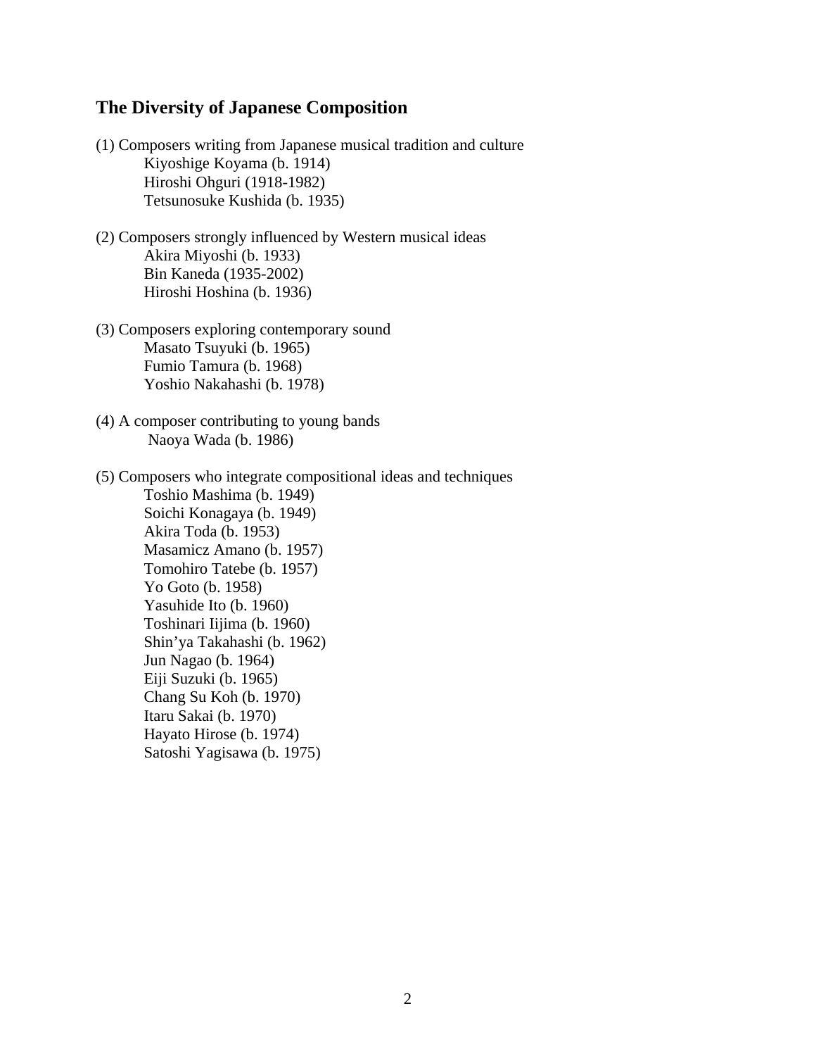## The Diversity of Japanese Composition

(1) Composers writing from Japanese musical tradition and culture

- Kiyoshige Koyama (b. 1914)
- Hiroshi Ohguri (1918-1982)
- Tetsunosuke Kushida (b. 1935)

(2) Composers strongly influenced by Western musical ideas

- Akira Miyoshi (b. 1933)
- Bin Kaneda (1935-2002)
- Hiroshi Hoshina (b. 1936)

(3) Composers exploring contemporary sound

- Masato Tsuyuki (b. 1965)
- Fumio Tamura (b. 1968)
- Yoshio Nakahashi (b. 1978)

(4) A composer contributing to young bands

- Naoya Wada (b. 1986)

(5) Composers who integrate compositional ideas and techniques

- Toshio Mashima (b. 1949)
- Soichi Konagaya (b. 1949)
- Akira Toda (b. 1953)
- Masamicz Amano (b. 1957)
- Tomohiro Tatebe (b. 1957)
- Yo Goto (b. 1958)
- Yasuhide Ito (b. 1960)
- Toshinari Iijima (b. 1960)
- Shin'ya Takahashi (b. 1962)
- Jun Nagao (b. 1964)
- Eiji Suzuki (b. 1965)
- Chang Su Koh (b. 1970)
- Itaru Sakai (b. 1970)
- Hayato Hirose (b. 1974)
- Satoshi Yagisawa (b. 1975)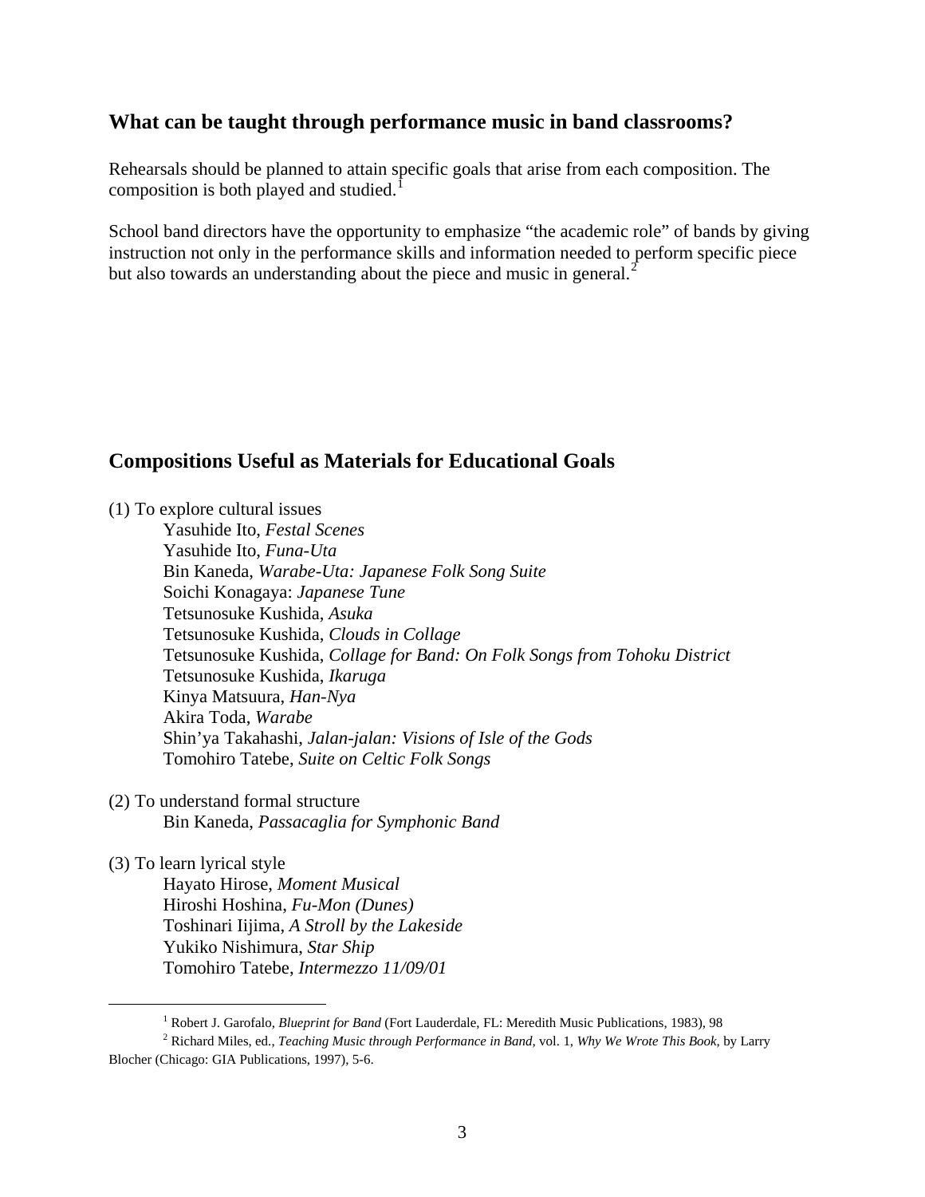## What can be taught through performance music in band classrooms?

Rehearsals should be planned to attain specific goals that arise from each composition. The composition is both played and studied.[1]

School band directors have the opportunity to emphasize "the academic role" of bands by giving instruction not only in the performance skills and information needed to perform specific piece but also towards an understanding about the piece and music in general.[2]

## Compositions Useful as Materials for Educational Goals

(1) To explore cultural issues

- Yasuhide Ito, *Festal Scenes*
- Yasuhide Ito, *Funa-Uta*
- Bin Kaneda, *Warabe-Uta: Japanese Folk Song Suite*
- Soichi Konagaya: *Japanese Tune*
- Tetsunosuke Kushida, *Asuka*
- Tetsunosuke Kushida, *Clouds in Collage*
- Tetsunosuke Kushida, *Collage for Band: On Folk Songs from Tohoku District*
- Tetsunosuke Kushida, *Ikaruga*
- Kinya Matsuura, *Han-Nya*
- Akira Toda, *Warabe*
- Shin'ya Takahashi, *Jalan-jalan: Visions of Isle of the Gods*
- Tomohiro Tatebe, *Suite on Celtic Folk Songs*

(2) To understand formal structure

- Bin Kaneda, *Passacaglia for Symphonic Band*

(3) To learn lyrical style

- Hayato Hirose, *Moment Musical*
- Hiroshi Hoshina, *Fu-Mon (Dunes)*
- Toshinari Iijima, *A Stroll by the Lakeside*
- Yukiko Nishimura, *Star Ship*
- Tomohiro Tatebe, *Intermezzo 11/09/01*

---

[1] Robert J. Garofalo, *Blueprint for Band* (Fort Lauderdale, FL: Meredith Music Publications, 1983), 98

[2] Richard Miles, ed., *Teaching Music through Performance in Band*, vol. 1, *Why We Wrote This Book*, by Larry Blocher (Chicago: GIA Publications, 1997), 5-6.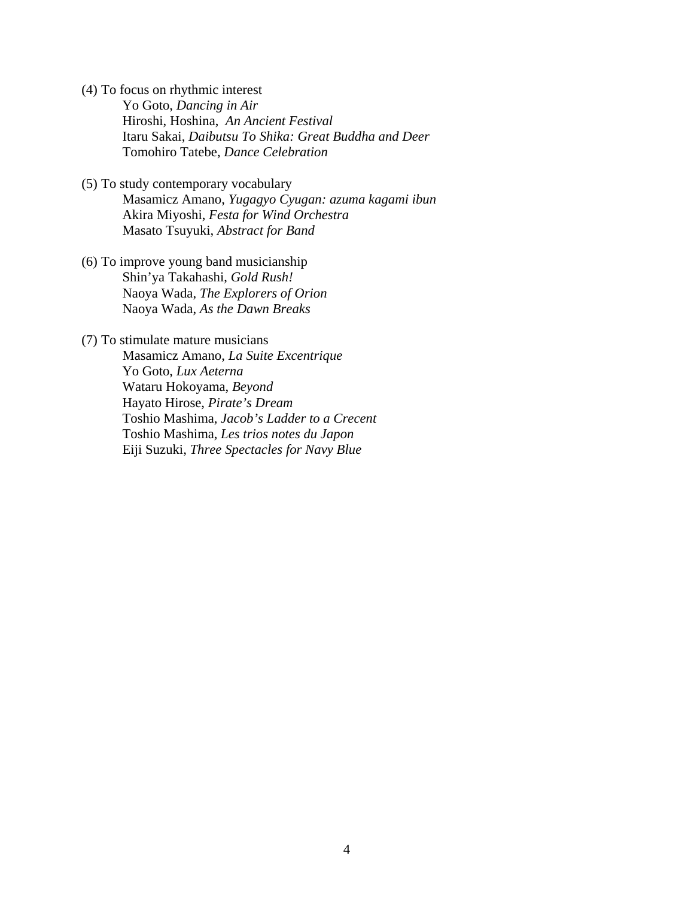(4) To focus on rhythmic interest

Yo Goto, *Dancing in Air*
Hiroshi, Hoshina, *An Ancient Festival*
Itaru Sakai, *Daibutsu To Shika: Great Buddha and Deer*
Tomohiro Tatebe, *Dance Celebration*

(5) To study contemporary vocabulary

Masamicz Amano, *Yugagyo Cyugan: azuma kagami ibun*
Akira Miyoshi, *Festa for Wind Orchestra*
Masato Tsuyuki, *Abstract for Band*

(6) To improve young band musicianship

Shin'ya Takahashi, *Gold Rush!*
Naoya Wada, *The Explorers of Orion*
Naoya Wada, *As the Dawn Breaks*

(7) To stimulate mature musicians

Masamicz Amano, *La Suite Excentrique*
Yo Goto, *Lux Aeterna*
Wataru Hokoyama, *Beyond*
Hayato Hirose, *Pirate's Dream*
Toshio Mashima, *Jacob's Ladder to a Crecent*
Toshio Mashima, *Les trios notes du Japon*
Eiji Suzuki, *Three Spectacles for Navy Blue*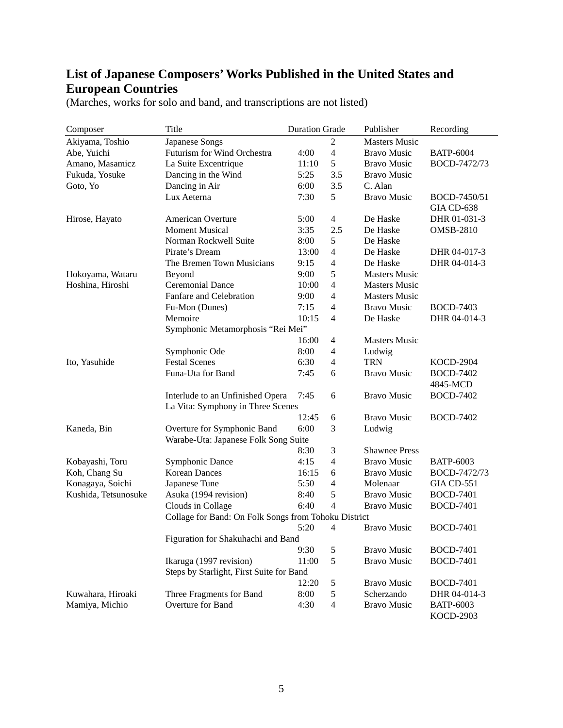## List of Japanese Composers' Works Published in the United States and European Countries

(Marches, works for solo and band, and transcriptions are not listed)

| Composer | Title | Duration | Grade | Publisher | Recording |
|---|---|---|---|---|---|
| Akiyama, Toshio | Japanese Songs | | 2 | Masters Music | |
| Abe, Yuichi | Futurism for Wind Orchestra | 4:00 | 4 | Bravo Music | BATP-6004 |
| Amano, Masamicz | La Suite Excentrique | 11:10 | 5 | Bravo Music | BOCD-7472/73 |
| Fukuda, Yosuke | Dancing in the Wind | 5:25 | 3.5 | Bravo Music | |
| Goto, Yo | Dancing in Air | 6:00 | 3.5 | C. Alan | |
| | Lux Aeterna | 7:30 | 5 | Bravo Music | BOCD-7450/51 GIA CD-638 |
| Hirose, Hayato | American Overture | 5:00 | 4 | De Haske | DHR 01-031-3 |
| | Moment Musical | 3:35 | 2.5 | De Haske | OMSB-2810 |
| | Norman Rockwell Suite | 8:00 | 5 | De Haske | |
| | Pirate's Dream | 13:00 | 4 | De Haske | DHR 04-017-3 |
| | The Bremen Town Musicians | 9:15 | 4 | De Haske | DHR 04-014-3 |
| Hokoyama, Wataru | Beyond | 9:00 | 5 | Masters Music | |
| Hoshina, Hiroshi | Ceremonial Dance | 10:00 | 4 | Masters Music | |
| | Fanfare and Celebration | 9:00 | 4 | Masters Music | |
| | Fu-Mon (Dunes) | 7:15 | 4 | Bravo Music | BOCD-7403 |
| | Memoire | 10:15 | 4 | De Haske | DHR 04-014-3 |
| | Symphonic Metamorphosis "Rei Mei" | 16:00 | 4 | Masters Music | |
| | Symphonic Ode | 8:00 | 4 | Ludwig | |
| Ito, Yasuhide | Festal Scenes | 6:30 | 4 | TRN | KOCD-2904 |
| | Funa-Uta for Band | 7:45 | 6 | Bravo Music | BOCD-7402 4845-MCD |
| | Interlude to an Unfinished Opera | 7:45 | 6 | Bravo Music | BOCD-7402 |
| | La Vita: Symphony in Three Scenes | 12:45 | 6 | Bravo Music | BOCD-7402 |
| Kaneda, Bin | Overture for Symphonic Band | 6:00 | 3 | Ludwig | |
| | Warabe-Uta: Japanese Folk Song Suite | 8:30 | 3 | Shawnee Press | |
| Kobayashi, Toru | Symphonic Dance | 4:15 | 4 | Bravo Music | BATP-6003 |
| Koh, Chang Su | Korean Dances | 16:15 | 6 | Bravo Music | BOCD-7472/73 |
| Konagaya, Soichi | Japanese Tune | 5:50 | 4 | Molenaar | GIA CD-551 |
| Kushida, Tetsunosuke | Asuka (1994 revision) | 8:40 | 5 | Bravo Music | BOCD-7401 |
| | Clouds in Collage | 6:40 | 4 | Bravo Music | BOCD-7401 |
| | Collage for Band: On Folk Songs from Tohoku District | 5:20 | 4 | Bravo Music | BOCD-7401 |
| | Figuration for Shakuhachi and Band | 9:30 | 5 | Bravo Music | BOCD-7401 |
| | Ikaruga (1997 revision) | 11:00 | 5 | Bravo Music | BOCD-7401 |
| | Steps by Starlight, First Suite for Band | 12:20 | 5 | Bravo Music | BOCD-7401 |
| Kuwahara, Hiroaki | Three Fragments for Band | 8:00 | 5 | Scherzando | DHR 04-014-3 |
| Mamiya, Michio | Overture for Band | 4:30 | 4 | Bravo Music | BATP-6003 KOCD-2903 |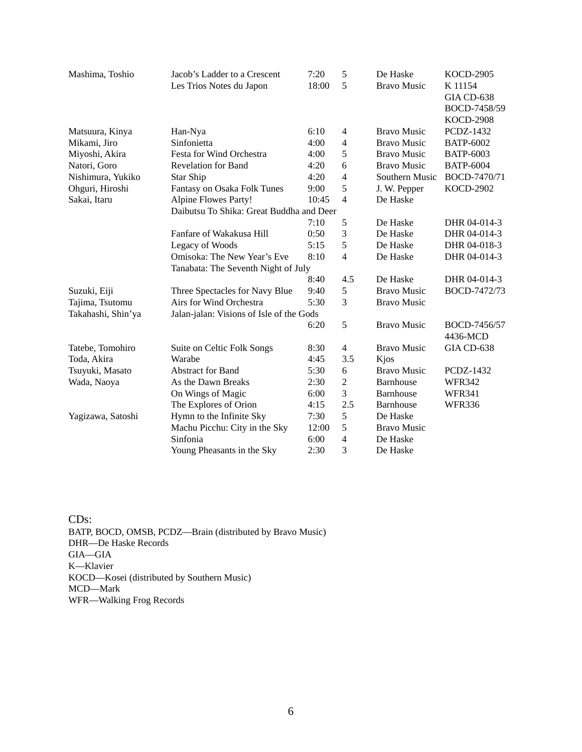| Composer | Title | Duration | Grade | Publisher | CD |
|---|---|---|---|---|---|
| Mashima, Toshio | Jacob's Ladder to a Crescent | 7:20 | 5 | De Haske | KOCD-2905 |
| | Les Trios Notes du Japon | 18:00 | 5 | Bravo Music | K 11154<br>GIA CD-638<br>BOCD-7458/59<br>KOCD-2908 |
| Matsuura, Kinya | Han-Nya | 6:10 | 4 | Bravo Music | PCDZ-1432 |
| Mikami, Jiro | Sinfonietta | 4:00 | 4 | Bravo Music | BATP-6002 |
| Miyoshi, Akira | Festa for Wind Orchestra | 4:00 | 5 | Bravo Music | BATP-6003 |
| Natori, Goro | Revelation for Band | 4:20 | 6 | Bravo Music | BATP-6004 |
| Nishimura, Yukiko | Star Ship | 4:20 | 4 | Southern Music | BOCD-7470/71 |
| Ohguri, Hiroshi | Fantasy on Osaka Folk Tunes | 9:00 | 5 | J. W. Pepper | KOCD-2902 |
| Sakai, Itaru | Alpine Flowes Party! | 10:45 | 4 | De Haske | |
| | Daibutsu To Shika: Great Buddha and Deer | 7:10 | 5 | De Haske | DHR 04-014-3 |
| | Fanfare of Wakakusa Hill | 0:50 | 3 | De Haske | DHR 04-014-3 |
| | Legacy of Woods | 5:15 | 5 | De Haske | DHR 04-018-3 |
| | Omisoka: The New Year's Eve | 8:10 | 4 | De Haske | DHR 04-014-3 |
| | Tanabata: The Seventh Night of July | 8:40 | 4.5 | De Haske | DHR 04-014-3 |
| Suzuki, Eiji | Three Spectacles for Navy Blue | 9:40 | 5 | Bravo Music | BOCD-7472/73 |
| Tajima, Tsutomu | Airs for Wind Orchestra | 5:30 | 3 | Bravo Music | |
| Takahashi, Shin'ya | Jalan-jalan: Visions of Isle of the Gods | 6:20 | 5 | Bravo Music | BOCD-7456/57<br>4436-MCD |
| Tatebe, Tomohiro | Suite on Celtic Folk Songs | 8:30 | 4 | Bravo Music | GIA CD-638 |
| Toda, Akira | Warabe | 4:45 | 3.5 | Kjos | |
| Tsuyuki, Masato | Abstract for Band | 5:30 | 6 | Bravo Music | PCDZ-1432 |
| Wada, Naoya | As the Dawn Breaks | 2:30 | 2 | Barnhouse | WFR342 |
| | On Wings of Magic | 6:00 | 3 | Barnhouse | WFR341 |
| | The Explores of Orion | 4:15 | 2.5 | Barnhouse | WFR336 |
| Yagizawa, Satoshi | Hymn to the Infinite Sky | 7:30 | 5 | De Haske | |
| | Machu Picchu: City in the Sky | 12:00 | 5 | Bravo Music | |
| | Sinfonia | 6:00 | 4 | De Haske | |
| | Young Pheasants in the Sky | 2:30 | 3 | De Haske | |

CDs:
BATP, BOCD, OMSB, PCDZ—Brain (distributed by Bravo Music)
DHR—De Haske Records
GIA—GIA
K—Klavier
KOCD—Kosei (distributed by Southern Music)
MCD—Mark
WFR—Walking Frog Records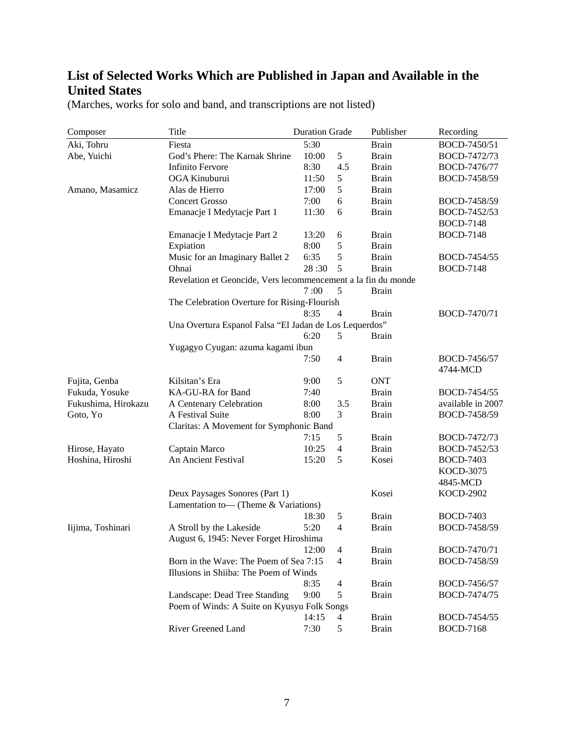## List of Selected Works Which are Published in Japan and Available in the United States

(Marches, works for solo and band, and transcriptions are not listed)

| Composer | Title | Duration | Grade | Publisher | Recording |
|---|---|---|---|---|---|
| Aki, Tohru | Fiesta | 5:30 | | Brain | BOCD-7450/51 |
| Abe, Yuichi | God's Phere: The Karnak Shrine | 10:00 | 5 | Brain | BOCD-7472/73 |
| | Infinito Fervore | 8:30 | 4.5 | Brain | BOCD-7476/77 |
| | OGA Kinuburui | 11:50 | 5 | Brain | BOCD-7458/59 |
| Amano, Masamicz | Alas de Hierro | 17:00 | 5 | Brain | |
| | Concert Grosso | 7:00 | 6 | Brain | BOCD-7458/59 |
| | Emanacje I Medytacje Part 1 | 11:30 | 6 | Brain | BOCD-7452/53<br>BOCD-7148 |
| | Emanacje I Medytacje Part 2 | 13:20 | 6 | Brain | BOCD-7148 |
| | Expiation | 8:00 | 5 | Brain | |
| | Music for an Imaginary Ballet 2 | 6:35 | 5 | Brain | BOCD-7454/55 |
| | Ohnai | 28 :30 | 5 | Brain | BOCD-7148 |
| | Revelation et Geoncide, Vers lecommencement a la fin du monde | 7 :00 | 5 | Brain | |
| | The Celebration Overture for Rising-Flourish | 8:35 | 4 | Brain | BOCD-7470/71 |
| | Una Overtura Espanol Falsa "El Jadan de Los Lequerdos" | 6:20 | 5 | Brain | |
| | Yugagyo Cyugan: azuma kagami ibun | 7:50 | 4 | Brain | BOCD-7456/57<br>4744-MCD |
| Fujita, Genba | Kilsitan's Era | 9:00 | 5 | ONT | |
| Fukuda, Yosuke | KA-GU-RA for Band | 7:40 | | Brain | BOCD-7454/55 |
| Fukushima, Hirokazu | A Centenary Celebration | 8:00 | 3.5 | Brain | available in 2007 |
| Goto, Yo | A Festival Suite | 8:00 | 3 | Brain | BOCD-7458/59 |
| | Claritas: A Movement for Symphonic Band | 7:15 | 5 | Brain | BOCD-7472/73 |
| Hirose, Hayato | Captain Marco | 10:25 | 4 | Brain | BOCD-7452/53 |
| Hoshina, Hiroshi | An Ancient Festival | 15:20 | 5 | Kosei | BOCD-7403<br>KOCD-3075<br>4845-MCD |
| | Deux Paysages Sonores (Part 1) | | | Kosei | KOCD-2902 |
| | Lamentation to— (Theme & Variations) | 18:30 | 5 | Brain | BOCD-7403 |
| Iijima, Toshinari | A Stroll by the Lakeside | 5:20 | 4 | Brain | BOCD-7458/59 |
| | August 6, 1945: Never Forget Hiroshima | 12:00 | 4 | Brain | BOCD-7470/71 |
| | Born in the Wave: The Poem of Sea | 7:15 | 4 | Brain | BOCD-7458/59 |
| | Illusions in Shiiba: The Poem of Winds | 8:35 | 4 | Brain | BOCD-7456/57 |
| | Landscape: Dead Tree Standing | 9:00 | 5 | Brain | BOCD-7474/75 |
| | Poem of Winds: A Suite on Kyusyu Folk Songs | 14:15 | 4 | Brain | BOCD-7454/55 |
| | River Greened Land | 7:30 | 5 | Brain | BOCD-7168 |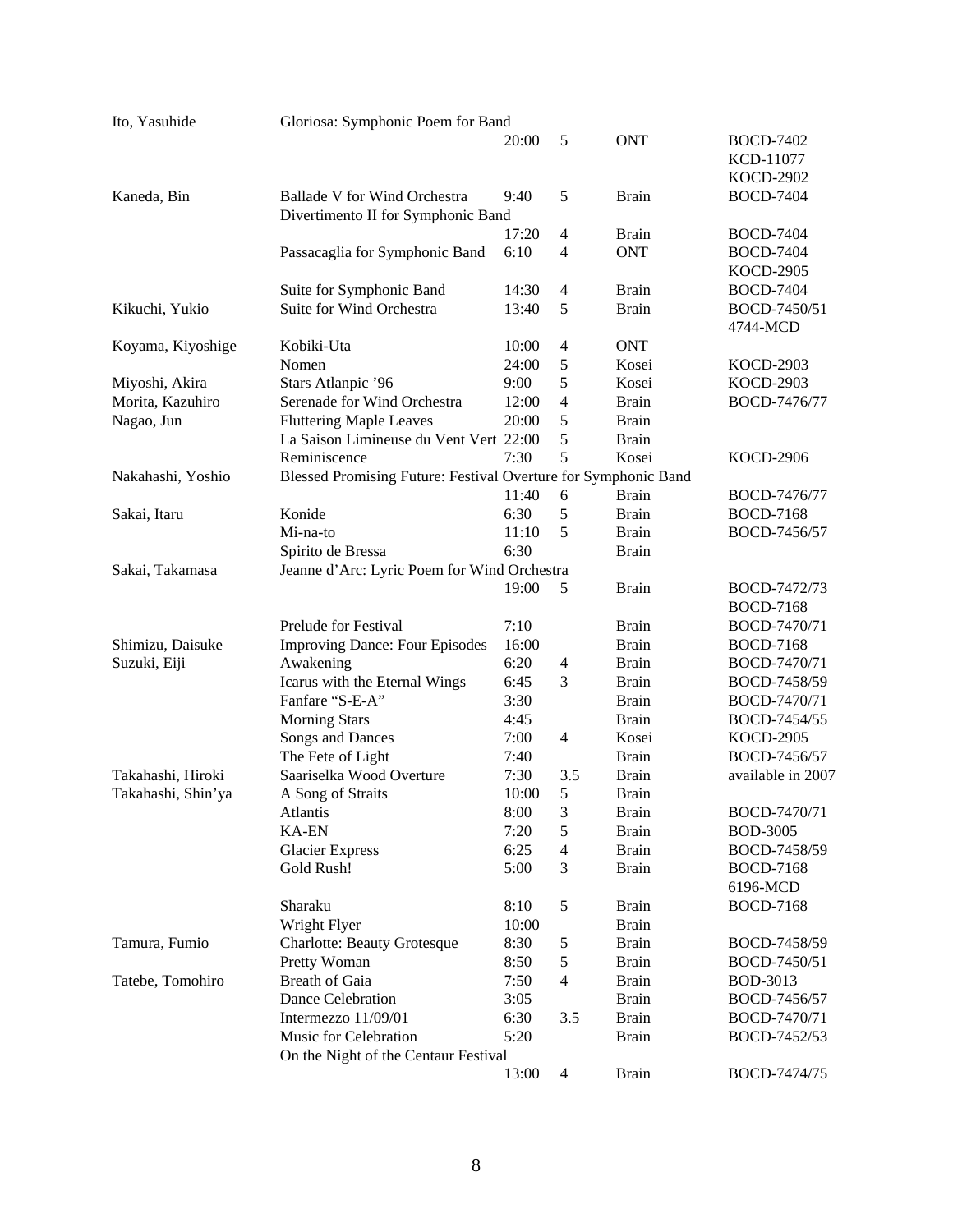| Composer | Title | Duration | Grade | Publisher | Recording |
|---|---|---|---|---|---|
| Ito, Yasuhide | Gloriosa: Symphonic Poem for Band | 20:00 | 5 | ONT | BOCD-7402 KCD-11077 KOCD-2902 |
| Kaneda, Bin | Ballade V for Wind Orchestra | 9:40 | 5 | Brain | BOCD-7404 |
| | Divertimento II for Symphonic Band | 17:20 | 4 | Brain | BOCD-7404 |
| | Passacaglia for Symphonic Band | 6:10 | 4 | ONT | BOCD-7404 KOCD-2905 |
| | Suite for Symphonic Band | 14:30 | 4 | Brain | BOCD-7404 |
| Kikuchi, Yukio | Suite for Wind Orchestra | 13:40 | 5 | Brain | BOCD-7450/51 4744-MCD |
| Koyama, Kiyoshige | Kobiki-Uta | 10:00 | 4 | ONT | |
| | Nomen | 24:00 | 5 | Kosei | KOCD-2903 |
| Miyoshi, Akira | Stars Atlanpic '96 | 9:00 | 5 | Kosei | KOCD-2903 |
| Morita, Kazuhiro | Serenade for Wind Orchestra | 12:00 | 4 | Brain | BOCD-7476/77 |
| Nagao, Jun | Fluttering Maple Leaves | 20:00 | 5 | Brain | |
| | La Saison Limineuse du Vent Vert | 22:00 | 5 | Brain | |
| | Reminiscence | 7:30 | 5 | Kosei | KOCD-2906 |
| Nakahashi, Yoshio | Blessed Promising Future: Festival Overture for Symphonic Band | 11:40 | 6 | Brain | BOCD-7476/77 |
| Sakai, Itaru | Konide | 6:30 | 5 | Brain | BOCD-7168 |
| | Mi-na-to | 11:10 | 5 | Brain | BOCD-7456/57 |
| | Spirito de Bressa | 6:30 | | Brain | |
| Sakai, Takamasa | Jeanne d'Arc: Lyric Poem for Wind Orchestra | 19:00 | 5 | Brain | BOCD-7472/73 BOCD-7168 |
| | Prelude for Festival | 7:10 | | Brain | BOCD-7470/71 |
| Shimizu, Daisuke | Improving Dance: Four Episodes | 16:00 | | Brain | BOCD-7168 |
| Suzuki, Eiji | Awakening | 6:20 | 4 | Brain | BOCD-7470/71 |
| | Icarus with the Eternal Wings | 6:45 | 3 | Brain | BOCD-7458/59 |
| | Fanfare "S-E-A" | 3:30 | | Brain | BOCD-7470/71 |
| | Morning Stars | 4:45 | | Brain | BOCD-7454/55 |
| | Songs and Dances | 7:00 | 4 | Kosei | KOCD-2905 |
| | The Fete of Light | 7:40 | | Brain | BOCD-7456/57 |
| Takahashi, Hiroki | Saariselka Wood Overture | 7:30 | 3.5 | Brain | available in 2007 |
| Takahashi, Shin'ya | A Song of Straits | 10:00 | 5 | Brain | |
| | Atlantis | 8:00 | 3 | Brain | BOCD-7470/71 |
| | KA-EN | 7:20 | 5 | Brain | BOD-3005 |
| | Glacier Express | 6:25 | 4 | Brain | BOCD-7458/59 |
| | Gold Rush! | 5:00 | 3 | Brain | BOCD-7168 6196-MCD |
| | Sharaku | 8:10 | 5 | Brain | BOCD-7168 |
| | Wright Flyer | 10:00 | | Brain | |
| Tamura, Fumio | Charlotte: Beauty Grotesque | 8:30 | 5 | Brain | BOCD-7458/59 |
| | Pretty Woman | 8:50 | 5 | Brain | BOCD-7450/51 |
| Tatebe, Tomohiro | Breath of Gaia | 7:50 | 4 | Brain | BOD-3013 |
| | Dance Celebration | 3:05 | | Brain | BOCD-7456/57 |
| | Intermezzo 11/09/01 | 6:30 | 3.5 | Brain | BOCD-7470/71 |
| | Music for Celebration | 5:20 | | Brain | BOCD-7452/53 |
| | On the Night of the Centaur Festival | 13:00 | 4 | Brain | BOCD-7474/75 |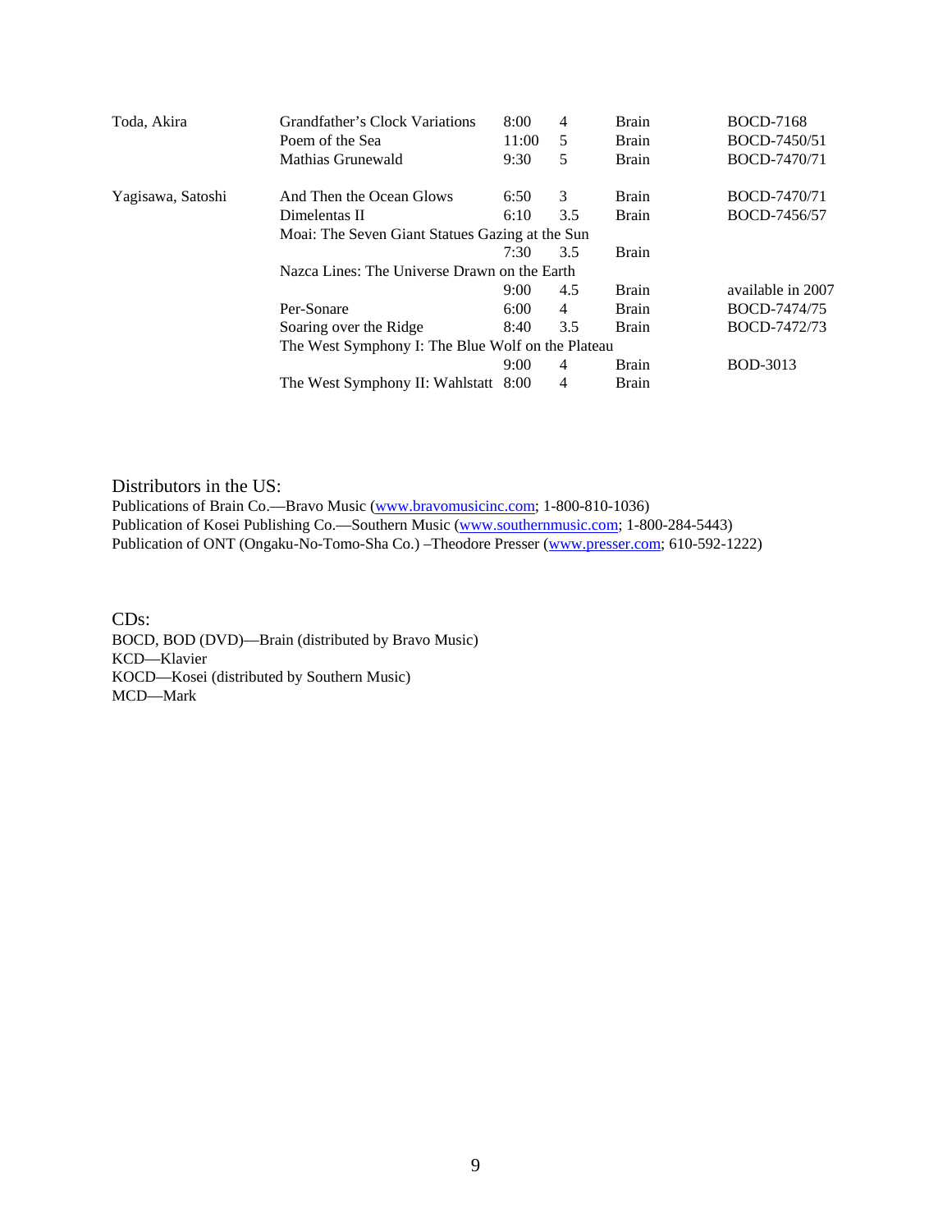| | | | | | |
|---|---|---|---|---|---|
| Toda, Akira | Grandfather's Clock Variations | 8:00 | 4 | Brain | BOCD-7168 |
| | Poem of the Sea | 11:00 | 5 | Brain | BOCD-7450/51 |
| | Mathias Grunewald | 9:30 | 5 | Brain | BOCD-7470/71 |
| Yagisawa, Satoshi | And Then the Ocean Glows | 6:50 | 3 | Brain | BOCD-7470/71 |
| | Dimelentas II | 6:10 | 3.5 | Brain | BOCD-7456/57 |
| | Moai: The Seven Giant Statues Gazing at the Sun | 7:30 | 3.5 | Brain | |
| | Nazca Lines: The Universe Drawn on the Earth | 9:00 | 4.5 | Brain | available in 2007 |
| | Per-Sonare | 6:00 | 4 | Brain | BOCD-7474/75 |
| | Soaring over the Ridge | 8:40 | 3.5 | Brain | BOCD-7472/73 |
| | The West Symphony I: The Blue Wolf on the Plateau | 9:00 | 4 | Brain | BOD-3013 |
| | The West Symphony II: Wahlstatt | 8:00 | 4 | Brain | |

## Distributors in the US:

Publications of Brain Co.—Bravo Music (www.bravomusicinc.com; 1-800-810-1036)
Publication of Kosei Publishing Co.—Southern Music (www.southernmusic.com; 1-800-284-5443)
Publication of ONT (Ongaku-No-Tomo-Sha Co.) –Theodore Presser (www.presser.com; 610-592-1222)

## CDs:

BOCD, BOD (DVD)—Brain (distributed by Bravo Music)
KCD—Klavier
KOCD—Kosei (distributed by Southern Music)
MCD—Mark